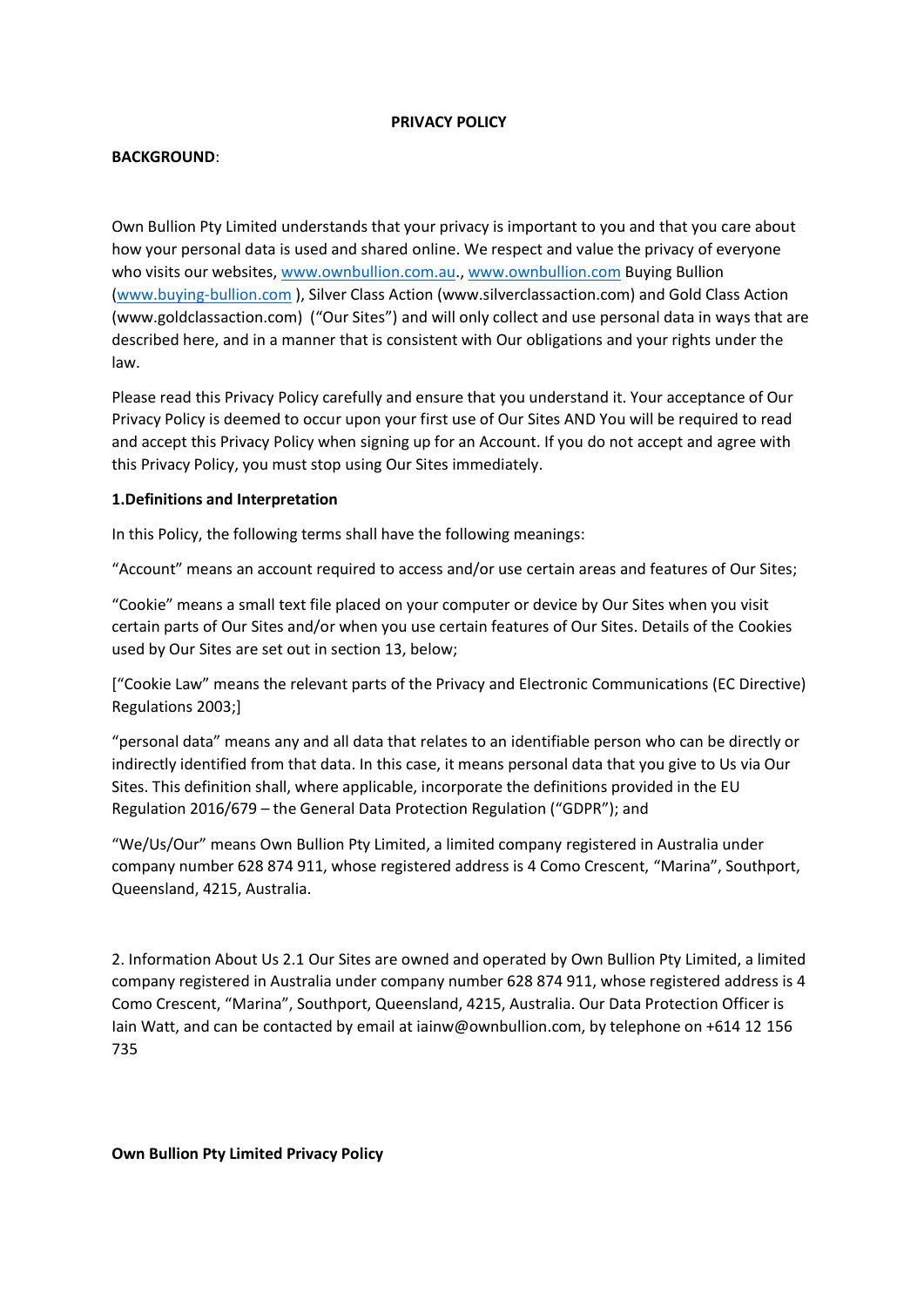# PRIVACY POLICY

**BACKGROUND**:

Own Bullion Pty Limited understands that your privacy is important to you and that you care about how your personal data is used and shared online. We respect and value the privacy of everyone who visits our websites, www.ownbullion.com.au., www.ownbullion.com Buying Bullion (www.buying-bullion.com ), Silver Class Action (www.silverclassaction.com) and Gold Class Action (www.goldclassaction.com) ("Our Sites") and will only collect and use personal data in ways that are described here, and in a manner that is consistent with Our obligations and your rights under the law.

Please read this Privacy Policy carefully and ensure that you understand it. Your acceptance of Our Privacy Policy is deemed to occur upon your first use of Our Sites AND You will be required to read and accept this Privacy Policy when signing up for an Account. If you do not accept and agree with this Privacy Policy, you must stop using Our Sites immediately.

**1.Definitions and Interpretation**

In this Policy, the following terms shall have the following meanings:

"Account" means an account required to access and/or use certain areas and features of Our Sites;

"Cookie" means a small text file placed on your computer or device by Our Sites when you visit certain parts of Our Sites and/or when you use certain features of Our Sites. Details of the Cookies used by Our Sites are set out in section 13, below;

["Cookie Law" means the relevant parts of the Privacy and Electronic Communications (EC Directive) Regulations 2003;]

"personal data" means any and all data that relates to an identifiable person who can be directly or indirectly identified from that data. In this case, it means personal data that you give to Us via Our Sites. This definition shall, where applicable, incorporate the definitions provided in the EU Regulation 2016/679 – the General Data Protection Regulation ("GDPR"); and

"We/Us/Our" means Own Bullion Pty Limited, a limited company registered in Australia under company number 628 874 911, whose registered address is 4 Como Crescent, "Marina", Southport, Queensland, 4215, Australia.

2. Information About Us 2.1 Our Sites are owned and operated by Own Bullion Pty Limited, a limited company registered in Australia under company number 628 874 911, whose registered address is 4 Como Crescent, "Marina", Southport, Queensland, 4215, Australia. Our Data Protection Officer is Iain Watt, and can be contacted by email at iainw@ownbullion.com, by telephone on +614 12 156 735

**Own Bullion Pty Limited Privacy Policy**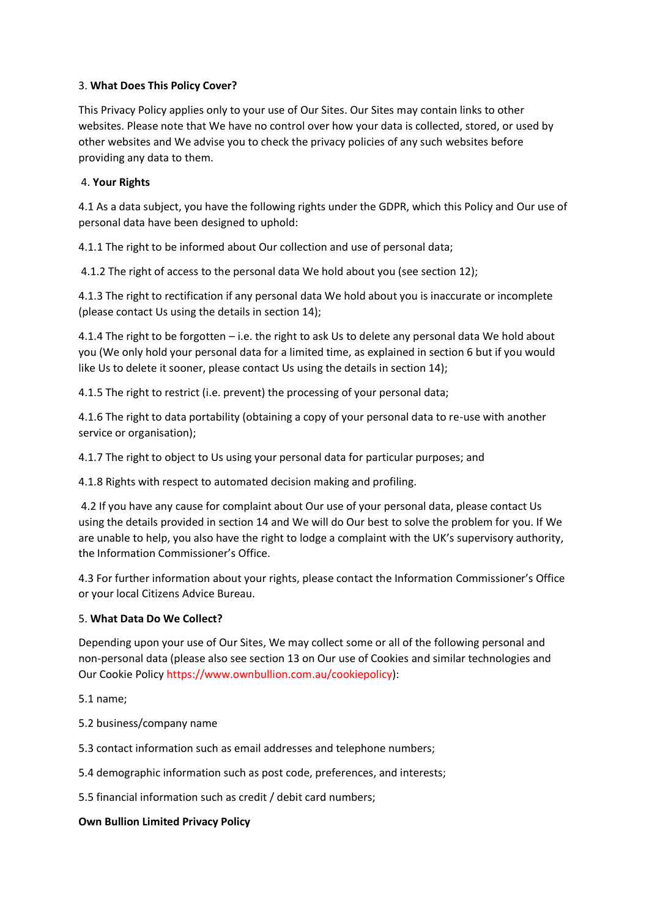3. **What Does This Policy Cover?**

This Privacy Policy applies only to your use of Our Sites. Our Sites may contain links to other websites. Please note that We have no control over how your data is collected, stored, or used by other websites and We advise you to check the privacy policies of any such websites before providing any data to them.

4. **Your Rights**

4.1 As a data subject, you have the following rights under the GDPR, which this Policy and Our use of personal data have been designed to uphold:

4.1.1 The right to be informed about Our collection and use of personal data;

4.1.2 The right of access to the personal data We hold about you (see section 12);

4.1.3 The right to rectification if any personal data We hold about you is inaccurate or incomplete (please contact Us using the details in section 14);

4.1.4 The right to be forgotten – i.e. the right to ask Us to delete any personal data We hold about you (We only hold your personal data for a limited time, as explained in section 6 but if you would like Us to delete it sooner, please contact Us using the details in section 14);

4.1.5 The right to restrict (i.e. prevent) the processing of your personal data;

4.1.6 The right to data portability (obtaining a copy of your personal data to re-use with another service or organisation);

4.1.7 The right to object to Us using your personal data for particular purposes; and

4.1.8 Rights with respect to automated decision making and profiling.

4.2 If you have any cause for complaint about Our use of your personal data, please contact Us using the details provided in section 14 and We will do Our best to solve the problem for you. If We are unable to help, you also have the right to lodge a complaint with the UK's supervisory authority, the Information Commissioner's Office.

4.3 For further information about your rights, please contact the Information Commissioner's Office or your local Citizens Advice Bureau.

5. **What Data Do We Collect?**

Depending upon your use of Our Sites, We may collect some or all of the following personal and non-personal data (please also see section 13 on Our use of Cookies and similar technologies and Our Cookie Policy https://www.ownbullion.com.au/cookiepolicy):

5.1 name;

5.2 business/company name

5.3 contact information such as email addresses and telephone numbers;

5.4 demographic information such as post code, preferences, and interests;

5.5 financial information such as credit / debit card numbers;

**Own Bullion Limited Privacy Policy**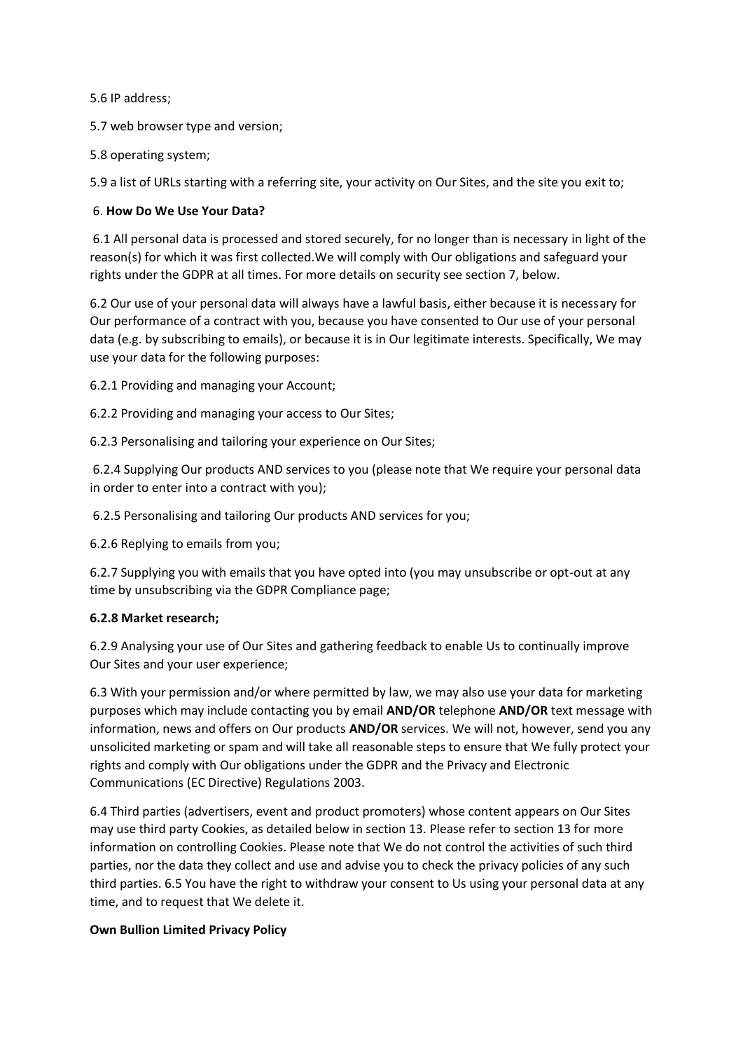5.6 IP address;

5.7 web browser type and version;

5.8 operating system;

5.9 a list of URLs starting with a referring site, your activity on Our Sites, and the site you exit to;

6. **How Do We Use Your Data?**

6.1 All personal data is processed and stored securely, for no longer than is necessary in light of the reason(s) for which it was first collected.We will comply with Our obligations and safeguard your rights under the GDPR at all times. For more details on security see section 7, below.

6.2 Our use of your personal data will always have a lawful basis, either because it is necessary for Our performance of a contract with you, because you have consented to Our use of your personal data (e.g. by subscribing to emails), or because it is in Our legitimate interests. Specifically, We may use your data for the following purposes:

6.2.1 Providing and managing your Account;

6.2.2 Providing and managing your access to Our Sites;

6.2.3 Personalising and tailoring your experience on Our Sites;

6.2.4 Supplying Our products AND services to you (please note that We require your personal data in order to enter into a contract with you);

6.2.5 Personalising and tailoring Our products AND services for you;

6.2.6 Replying to emails from you;

6.2.7 Supplying you with emails that you have opted into (you may unsubscribe or opt-out at any time by unsubscribing via the GDPR Compliance page;

**6.2.8 Market research;**

6.2.9 Analysing your use of Our Sites and gathering feedback to enable Us to continually improve Our Sites and your user experience;

6.3 With your permission and/or where permitted by law, we may also use your data for marketing purposes which may include contacting you by email **AND/OR** telephone **AND/OR** text message with information, news and offers on Our products **AND/OR** services. We will not, however, send you any unsolicited marketing or spam and will take all reasonable steps to ensure that We fully protect your rights and comply with Our obligations under the GDPR and the Privacy and Electronic Communications (EC Directive) Regulations 2003.

6.4 Third parties (advertisers, event and product promoters) whose content appears on Our Sites may use third party Cookies, as detailed below in section 13. Please refer to section 13 for more information on controlling Cookies. Please note that We do not control the activities of such third parties, nor the data they collect and use and advise you to check the privacy policies of any such third parties. 6.5 You have the right to withdraw your consent to Us using your personal data at any time, and to request that We delete it.

**Own Bullion Limited Privacy Policy**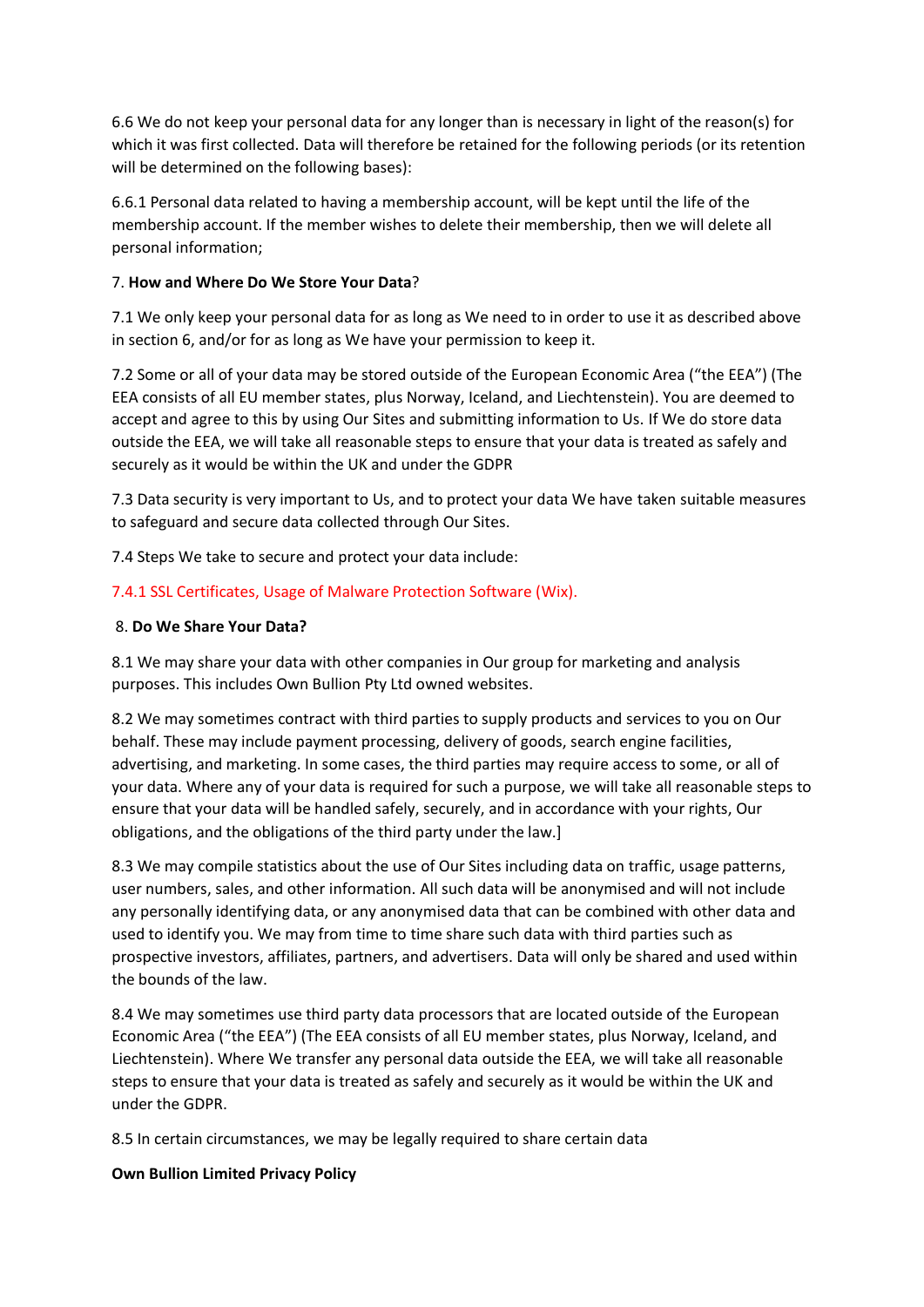6.6 We do not keep your personal data for any longer than is necessary in light of the reason(s) for which it was first collected. Data will therefore be retained for the following periods (or its retention will be determined on the following bases):

6.6.1 Personal data related to having a membership account, will be kept until the life of the membership account. If the member wishes to delete their membership, then we will delete all personal information;

7. **How and Where Do We Store Your Data**?

7.1 We only keep your personal data for as long as We need to in order to use it as described above in section 6, and/or for as long as We have your permission to keep it.

7.2 Some or all of your data may be stored outside of the European Economic Area ("the EEA") (The EEA consists of all EU member states, plus Norway, Iceland, and Liechtenstein). You are deemed to accept and agree to this by using Our Sites and submitting information to Us. If We do store data outside the EEA, we will take all reasonable steps to ensure that your data is treated as safely and securely as it would be within the UK and under the GDPR

7.3 Data security is very important to Us, and to protect your data We have taken suitable measures to safeguard and secure data collected through Our Sites.

7.4 Steps We take to secure and protect your data include:

7.4.1 SSL Certificates, Usage of Malware Protection Software (Wix).

8. **Do We Share Your Data?**

8.1 We may share your data with other companies in Our group for marketing and analysis purposes. This includes Own Bullion Pty Ltd owned websites.

8.2 We may sometimes contract with third parties to supply products and services to you on Our behalf. These may include payment processing, delivery of goods, search engine facilities, advertising, and marketing. In some cases, the third parties may require access to some, or all of your data. Where any of your data is required for such a purpose, we will take all reasonable steps to ensure that your data will be handled safely, securely, and in accordance with your rights, Our obligations, and the obligations of the third party under the law.]

8.3 We may compile statistics about the use of Our Sites including data on traffic, usage patterns, user numbers, sales, and other information. All such data will be anonymised and will not include any personally identifying data, or any anonymised data that can be combined with other data and used to identify you. We may from time to time share such data with third parties such as prospective investors, affiliates, partners, and advertisers. Data will only be shared and used within the bounds of the law.

8.4 We may sometimes use third party data processors that are located outside of the European Economic Area ("the EEA") (The EEA consists of all EU member states, plus Norway, Iceland, and Liechtenstein). Where We transfer any personal data outside the EEA, we will take all reasonable steps to ensure that your data is treated as safely and securely as it would be within the UK and under the GDPR.

8.5 In certain circumstances, we may be legally required to share certain data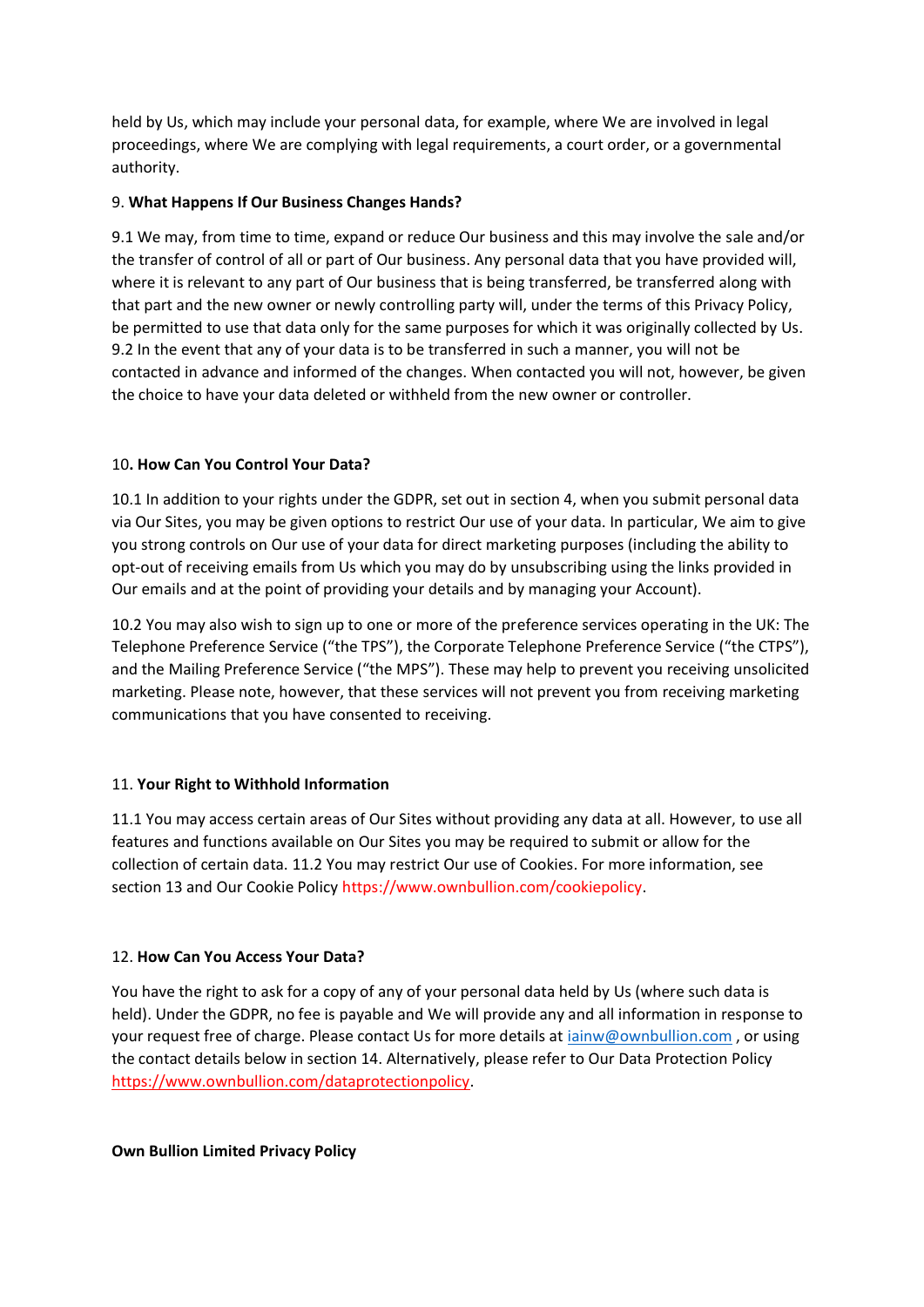held by Us, which may include your personal data, for example, where We are involved in legal proceedings, where We are complying with legal requirements, a court order, or a governmental authority.

9. **What Happens If Our Business Changes Hands?**

9.1 We may, from time to time, expand or reduce Our business and this may involve the sale and/or the transfer of control of all or part of Our business. Any personal data that you have provided will, where it is relevant to any part of Our business that is being transferred, be transferred along with that part and the new owner or newly controlling party will, under the terms of this Privacy Policy, be permitted to use that data only for the same purposes for which it was originally collected by Us. 9.2 In the event that any of your data is to be transferred in such a manner, you will not be contacted in advance and informed of the changes. When contacted you will not, however, be given the choice to have your data deleted or withheld from the new owner or controller.

10**. How Can You Control Your Data?**

10.1 In addition to your rights under the GDPR, set out in section 4, when you submit personal data via Our Sites, you may be given options to restrict Our use of your data. In particular, We aim to give you strong controls on Our use of your data for direct marketing purposes (including the ability to opt-out of receiving emails from Us which you may do by unsubscribing using the links provided in Our emails and at the point of providing your details and by managing your Account).

10.2 You may also wish to sign up to one or more of the preference services operating in the UK: The Telephone Preference Service ("the TPS"), the Corporate Telephone Preference Service ("the CTPS"), and the Mailing Preference Service ("the MPS"). These may help to prevent you receiving unsolicited marketing. Please note, however, that these services will not prevent you from receiving marketing communications that you have consented to receiving.

11. **Your Right to Withhold Information**

11.1 You may access certain areas of Our Sites without providing any data at all. However, to use all features and functions available on Our Sites you may be required to submit or allow for the collection of certain data. 11.2 You may restrict Our use of Cookies. For more information, see section 13 and Our Cookie Policy https://www.ownbullion.com/cookiepolicy.

12. **How Can You Access Your Data?**

You have the right to ask for a copy of any of your personal data held by Us (where such data is held). Under the GDPR, no fee is payable and We will provide any and all information in response to your request free of charge. Please contact Us for more details at iainw@ownbullion.com , or using the contact details below in section 14. Alternatively, please refer to Our Data Protection Policy https://www.ownbullion.com/dataprotectionpolicy.

**Own Bullion Limited Privacy Policy**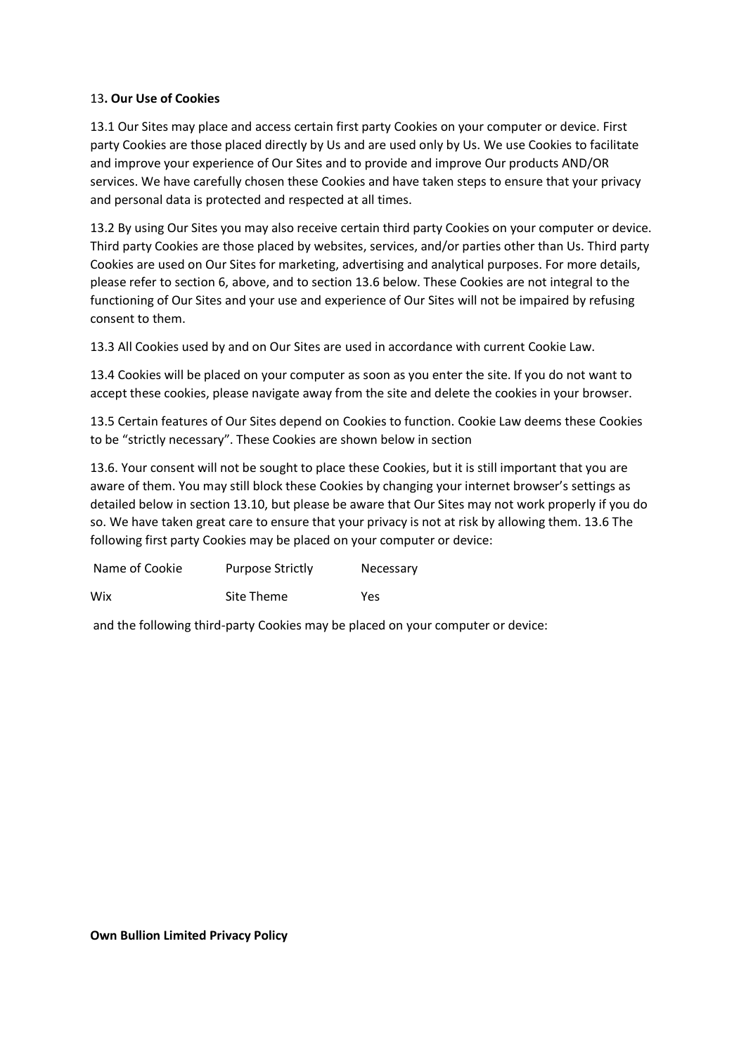13**. Our Use of Cookies**

13.1 Our Sites may place and access certain first party Cookies on your computer or device. First party Cookies are those placed directly by Us and are used only by Us. We use Cookies to facilitate and improve your experience of Our Sites and to provide and improve Our products AND/OR services. We have carefully chosen these Cookies and have taken steps to ensure that your privacy and personal data is protected and respected at all times.

13.2 By using Our Sites you may also receive certain third party Cookies on your computer or device. Third party Cookies are those placed by websites, services, and/or parties other than Us. Third party Cookies are used on Our Sites for marketing, advertising and analytical purposes. For more details, please refer to section 6, above, and to section 13.6 below. These Cookies are not integral to the functioning of Our Sites and your use and experience of Our Sites will not be impaired by refusing consent to them.

13.3 All Cookies used by and on Our Sites are used in accordance with current Cookie Law.

13.4 Cookies will be placed on your computer as soon as you enter the site. If you do not want to accept these cookies, please navigate away from the site and delete the cookies in your browser.

13.5 Certain features of Our Sites depend on Cookies to function. Cookie Law deems these Cookies to be "strictly necessary". These Cookies are shown below in section

13.6. Your consent will not be sought to place these Cookies, but it is still important that you are aware of them. You may still block these Cookies by changing your internet browser's settings as detailed below in section 13.10, but please be aware that Our Sites may not work properly if you do so. We have taken great care to ensure that your privacy is not at risk by allowing them. 13.6 The following first party Cookies may be placed on your computer or device:

| Name of Cookie | Purpose Strictly | Necessary |
|---|---|---|
| Wix | Site Theme | Yes |

and the following third-party Cookies may be placed on your computer or device: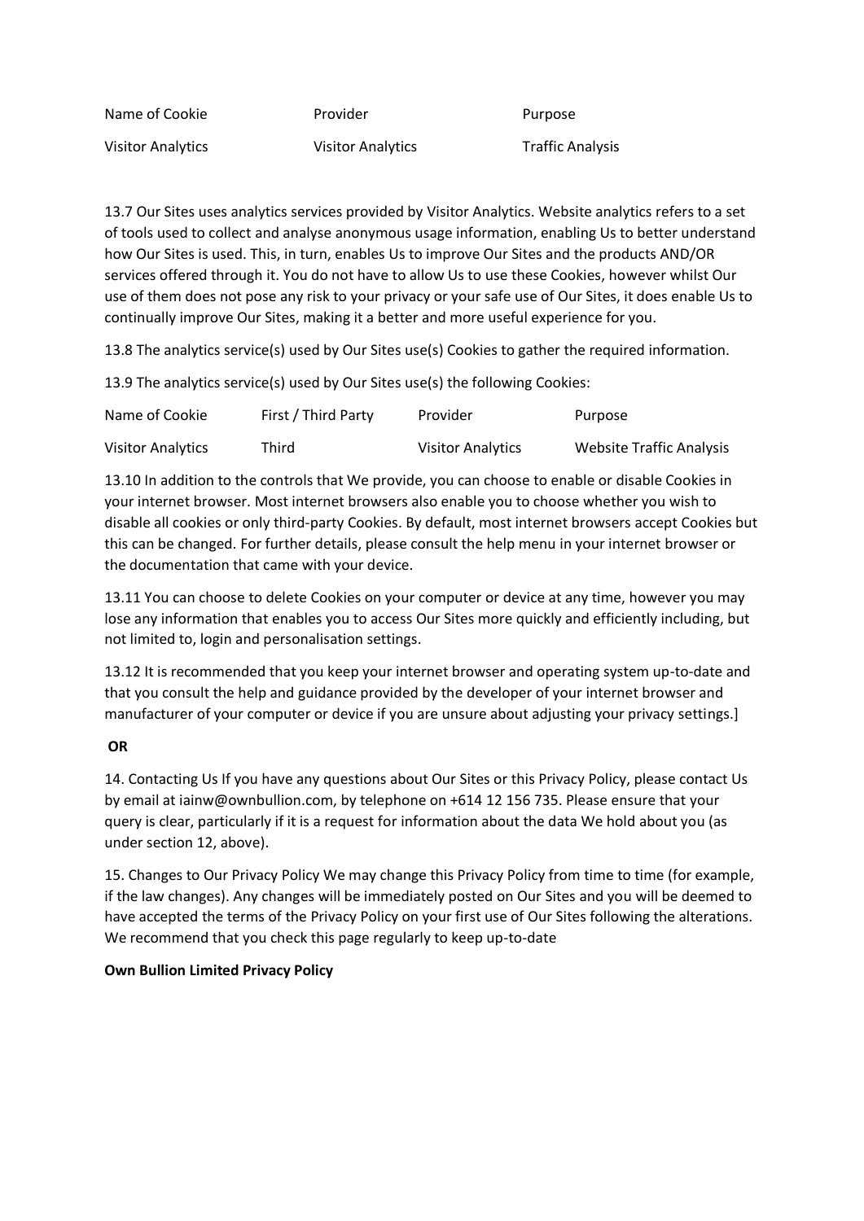| Name of Cookie | Provider | Purpose |
| --- | --- | --- |
| Visitor Analytics | Visitor Analytics | Traffic Analysis |

13.7 Our Sites uses analytics services provided by Visitor Analytics. Website analytics refers to a set of tools used to collect and analyse anonymous usage information, enabling Us to better understand how Our Sites is used. This, in turn, enables Us to improve Our Sites and the products AND/OR services offered through it. You do not have to allow Us to use these Cookies, however whilst Our use of them does not pose any risk to your privacy or your safe use of Our Sites, it does enable Us to continually improve Our Sites, making it a better and more useful experience for you.

13.8 The analytics service(s) used by Our Sites use(s) Cookies to gather the required information.

13.9 The analytics service(s) used by Our Sites use(s) the following Cookies:

| Name of Cookie | First / Third Party | Provider | Purpose |
| --- | --- | --- | --- |
| Visitor Analytics | Third | Visitor Analytics | Website Traffic Analysis |

13.10 In addition to the controls that We provide, you can choose to enable or disable Cookies in your internet browser. Most internet browsers also enable you to choose whether you wish to disable all cookies or only third-party Cookies. By default, most internet browsers accept Cookies but this can be changed. For further details, please consult the help menu in your internet browser or the documentation that came with your device.

13.11 You can choose to delete Cookies on your computer or device at any time, however you may lose any information that enables you to access Our Sites more quickly and efficiently including, but not limited to, login and personalisation settings.

13.12 It is recommended that you keep your internet browser and operating system up-to-date and that you consult the help and guidance provided by the developer of your internet browser and manufacturer of your computer or device if you are unsure about adjusting your privacy settings.]

**OR**

14. Contacting Us If you have any questions about Our Sites or this Privacy Policy, please contact Us by email at iainw@ownbullion.com, by telephone on +614 12 156 735. Please ensure that your query is clear, particularly if it is a request for information about the data We hold about you (as under section 12, above).

15. Changes to Our Privacy Policy We may change this Privacy Policy from time to time (for example, if the law changes). Any changes will be immediately posted on Our Sites and you will be deemed to have accepted the terms of the Privacy Policy on your first use of Our Sites following the alterations. We recommend that you check this page regularly to keep up-to-date

**Own Bullion Limited Privacy Policy**